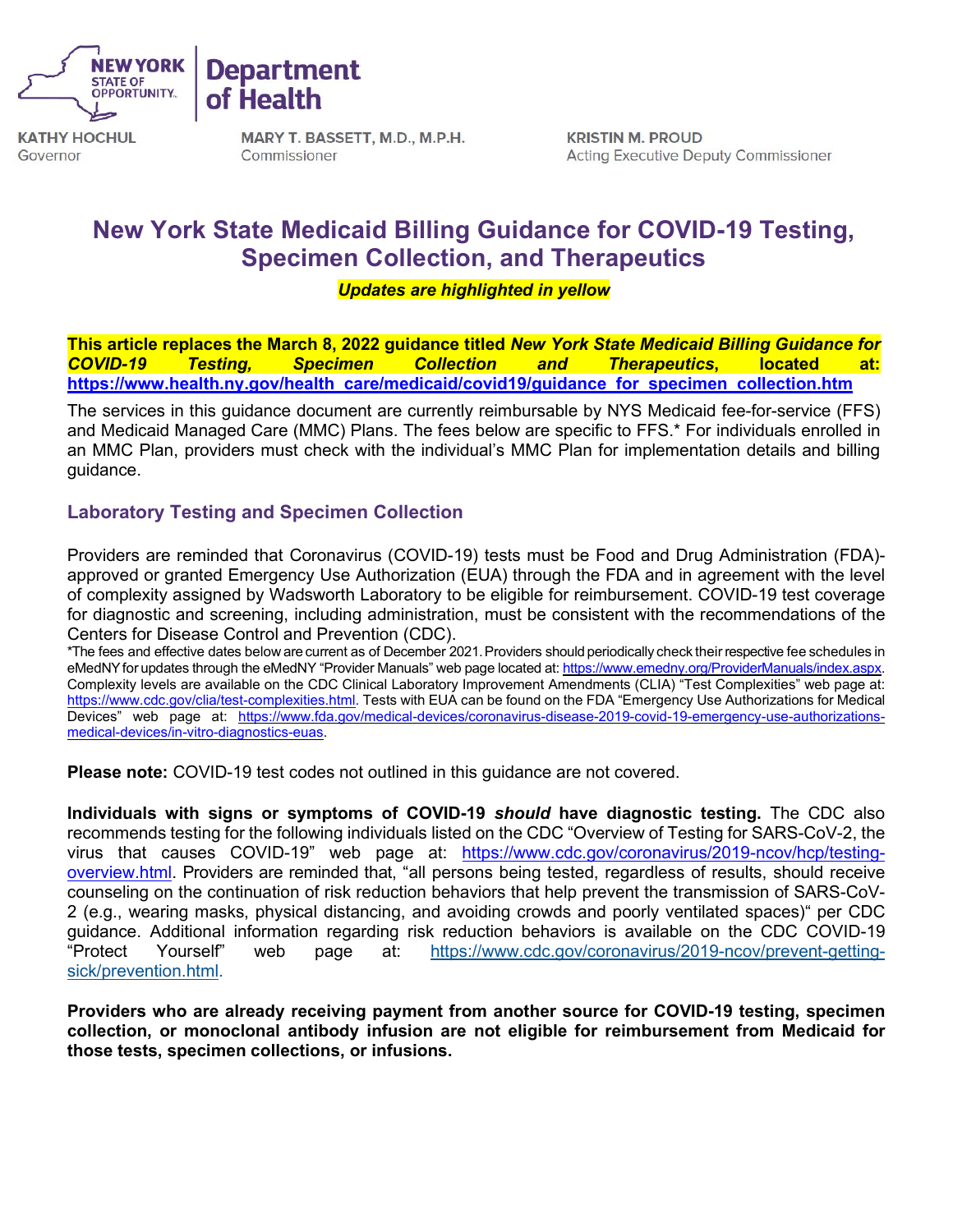NEW YORK STATE OF OPPORTUNITY. | Department of Health

KATHY HOCHUL
Governor

MARY T. BASSETT, M.D., M.P.H.
Commissioner

KRISTIN M. PROUD
Acting Executive Deputy Commissioner

# New York State Medicaid Billing Guidance for COVID-19 Testing, Specimen Collection, and Therapeutics

***Updates are highlighted in yellow***

**This article replaces the March 8, 2022 guidance titled *New York State Medicaid Billing Guidance for COVID-19 Testing, Specimen Collection and Therapeutics*, located at: https://www.health.ny.gov/health_care/medicaid/covid19/guidance_for_specimen_collection.htm**

The services in this guidance document are currently reimbursable by NYS Medicaid fee-for-service (FFS) and Medicaid Managed Care (MMC) Plans. The fees below are specific to FFS.* For individuals enrolled in an MMC Plan, providers must check with the individual's MMC Plan for implementation details and billing guidance.

## Laboratory Testing and Specimen Collection

Providers are reminded that Coronavirus (COVID-19) tests must be Food and Drug Administration (FDA)-approved or granted Emergency Use Authorization (EUA) through the FDA and in agreement with the level of complexity assigned by Wadsworth Laboratory to be eligible for reimbursement. COVID-19 test coverage for diagnostic and screening, including administration, must be consistent with the recommendations of the Centers for Disease Control and Prevention (CDC).

*The fees and effective dates below are current as of December 2021. Providers should periodically check their respective fee schedules in eMedNY for updates through the eMedNY "Provider Manuals" web page located at: https://www.emedny.org/ProviderManuals/index.aspx. Complexity levels are available on the CDC Clinical Laboratory Improvement Amendments (CLIA) "Test Complexities" web page at: https://www.cdc.gov/clia/test-complexities.html. Tests with EUA can be found on the FDA "Emergency Use Authorizations for Medical Devices" web page at: https://www.fda.gov/medical-devices/coronavirus-disease-2019-covid-19-emergency-use-authorizations-medical-devices/in-vitro-diagnostics-euas.

**Please note:** COVID-19 test codes not outlined in this guidance are not covered.

**Individuals with signs or symptoms of COVID-19 *should* have diagnostic testing.** The CDC also recommends testing for the following individuals listed on the CDC "Overview of Testing for SARS-CoV-2, the virus that causes COVID-19" web page at: https://www.cdc.gov/coronavirus/2019-ncov/hcp/testing-overview.html. Providers are reminded that, "all persons being tested, regardless of results, should receive counseling on the continuation of risk reduction behaviors that help prevent the transmission of SARS-CoV-2 (e.g., wearing masks, physical distancing, and avoiding crowds and poorly ventilated spaces)" per CDC guidance. Additional information regarding risk reduction behaviors is available on the CDC COVID-19 "Protect Yourself" web page at: https://www.cdc.gov/coronavirus/2019-ncov/prevent-getting-sick/prevention.html.

**Providers who are already receiving payment from another source for COVID-19 testing, specimen collection, or monoclonal antibody infusion are not eligible for reimbursement from Medicaid for those tests, specimen collections, or infusions.**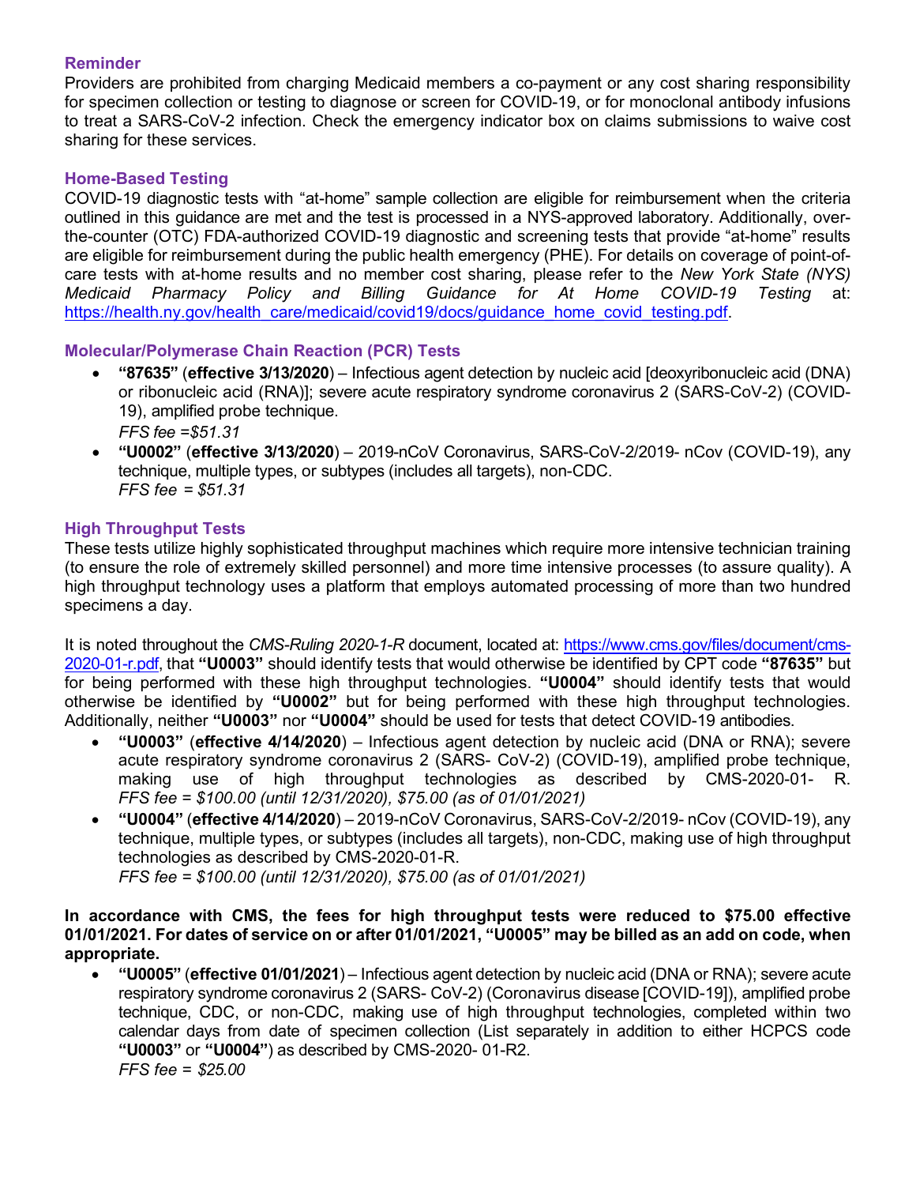### Reminder

Providers are prohibited from charging Medicaid members a co-payment or any cost sharing responsibility for specimen collection or testing to diagnose or screen for COVID-19, or for monoclonal antibody infusions to treat a SARS-CoV-2 infection. Check the emergency indicator box on claims submissions to waive cost sharing for these services.

### Home-Based Testing

COVID-19 diagnostic tests with "at-home" sample collection are eligible for reimbursement when the criteria outlined in this guidance are met and the test is processed in a NYS-approved laboratory. Additionally, over-the-counter (OTC) FDA-authorized COVID-19 diagnostic and screening tests that provide "at-home" results are eligible for reimbursement during the public health emergency (PHE). For details on coverage of point-of-care tests with at-home results and no member cost sharing, please refer to the *New York State (NYS) Medicaid Pharmacy Policy and Billing Guidance for At Home COVID-19 Testing* at: https://health.ny.gov/health_care/medicaid/covid19/docs/guidance_home_covid_testing.pdf.

### Molecular/Polymerase Chain Reaction (PCR) Tests

- **"87635"** (**effective 3/13/2020**) – Infectious agent detection by nucleic acid [deoxyribonucleic acid (DNA) or ribonucleic acid (RNA)]; severe acute respiratory syndrome coronavirus 2 (SARS-CoV-2) (COVID-19), amplified probe technique.
  *FFS fee =$51.31*
- **"U0002"** (**effective 3/13/2020**) – 2019-nCoV Coronavirus, SARS-CoV-2/2019- nCov (COVID-19), any technique, multiple types, or subtypes (includes all targets), non-CDC.
  *FFS fee = $51.31*

### High Throughput Tests

These tests utilize highly sophisticated throughput machines which require more intensive technician training (to ensure the role of extremely skilled personnel) and more time intensive processes (to assure quality). A high throughput technology uses a platform that employs automated processing of more than two hundred specimens a day.

It is noted throughout the *CMS-Ruling 2020-1-R* document, located at: https://www.cms.gov/files/document/cms-2020-01-r.pdf, that **"U0003"** should identify tests that would otherwise be identified by CPT code **"87635"** but for being performed with these high throughput technologies. **"U0004"** should identify tests that would otherwise be identified by **"U0002"** but for being performed with these high throughput technologies. Additionally, neither **"U0003"** nor **"U0004"** should be used for tests that detect COVID-19 antibodies.

- **"U0003"** (**effective 4/14/2020**) – Infectious agent detection by nucleic acid (DNA or RNA); severe acute respiratory syndrome coronavirus 2 (SARS- CoV-2) (COVID-19), amplified probe technique, making use of high throughput technologies as described by CMS-2020-01- R.
  *FFS fee = $100.00 (until 12/31/2020), $75.00 (as of 01/01/2021)*
- **"U0004"** (**effective 4/14/2020**) – 2019-nCoV Coronavirus, SARS-CoV-2/2019- nCov (COVID-19), any technique, multiple types, or subtypes (includes all targets), non-CDC, making use of high throughput technologies as described by CMS-2020-01-R.
  *FFS fee = $100.00 (until 12/31/2020), $75.00 (as of 01/01/2021)*

**In accordance with CMS, the fees for high throughput tests were reduced to $75.00 effective 01/01/2021. For dates of service on or after 01/01/2021, "U0005" may be billed as an add on code, when appropriate.**

- **"U0005"** (**effective 01/01/2021**) – Infectious agent detection by nucleic acid (DNA or RNA); severe acute respiratory syndrome coronavirus 2 (SARS- CoV-2) (Coronavirus disease [COVID-19]), amplified probe technique, CDC, or non-CDC, making use of high throughput technologies, completed within two calendar days from date of specimen collection (List separately in addition to either HCPCS code **"U0003"** or **"U0004"**) as described by CMS-2020- 01-R2.
  *FFS fee = $25.00*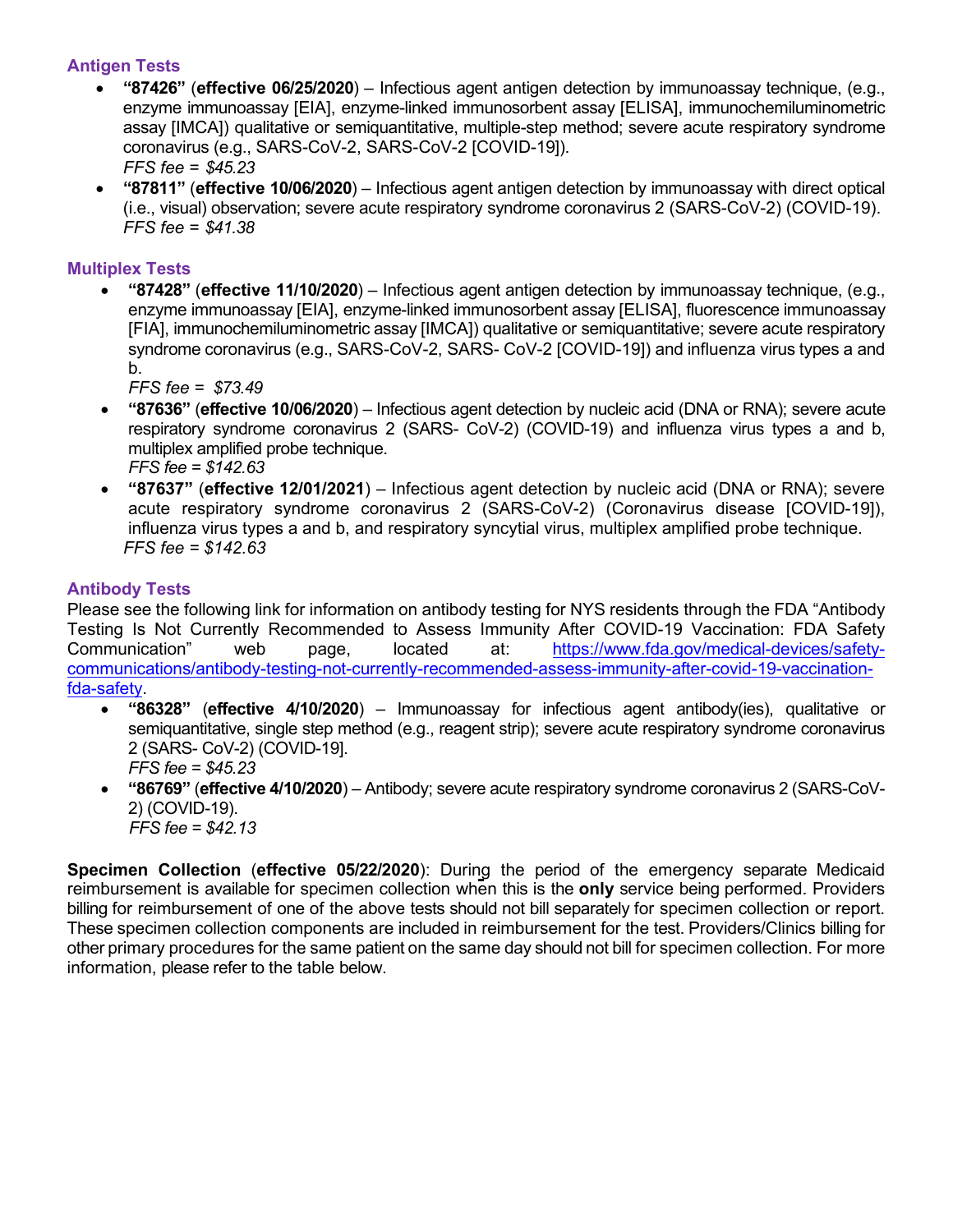### Antigen Tests

- **"87426"** (**effective 06/25/2020**) – Infectious agent antigen detection by immunoassay technique, (e.g., enzyme immunoassay [EIA], enzyme-linked immunosorbent assay [ELISA], immunochemiluminometric assay [IMCA]) qualitative or semiquantitative, multiple-step method; severe acute respiratory syndrome coronavirus (e.g., SARS-CoV-2, SARS-CoV-2 [COVID-19]).
  *FFS fee = $45.23*
- **"87811"** (**effective 10/06/2020**) – Infectious agent antigen detection by immunoassay with direct optical (i.e., visual) observation; severe acute respiratory syndrome coronavirus 2 (SARS-CoV-2) (COVID-19).
  *FFS fee = $41.38*

### Multiplex Tests

- **"87428"** (**effective 11/10/2020**) – Infectious agent antigen detection by immunoassay technique, (e.g., enzyme immunoassay [EIA], enzyme-linked immunosorbent assay [ELISA], fluorescence immunoassay [FIA], immunochemiluminometric assay [IMCA]) qualitative or semiquantitative; severe acute respiratory syndrome coronavirus (e.g., SARS-CoV-2, SARS- CoV-2 [COVID-19]) and influenza virus types a and b.
  *FFS fee = $73.49*
- **"87636"** (**effective 10/06/2020**) – Infectious agent detection by nucleic acid (DNA or RNA); severe acute respiratory syndrome coronavirus 2 (SARS- CoV-2) (COVID-19) and influenza virus types a and b, multiplex amplified probe technique.
  *FFS fee = $142.63*
- **"87637"** (**effective 12/01/2021**) – Infectious agent detection by nucleic acid (DNA or RNA); severe acute respiratory syndrome coronavirus 2 (SARS-CoV-2) (Coronavirus disease [COVID-19]), influenza virus types a and b, and respiratory syncytial virus, multiplex amplified probe technique.
  *FFS fee = $142.63*

### Antibody Tests

Please see the following link for information on antibody testing for NYS residents through the FDA "Antibody Testing Is Not Currently Recommended to Assess Immunity After COVID-19 Vaccination: FDA Safety Communication" web page, located at: [https://www.fda.gov/medical-devices/safety-communications/antibody-testing-not-currently-recommended-assess-immunity-after-covid-19-vaccination-fda-safety](https://www.fda.gov/medical-devices/safety-communications/antibody-testing-not-currently-recommended-assess-immunity-after-covid-19-vaccination-fda-safety).

- **"86328"** (**effective 4/10/2020**) – Immunoassay for infectious agent antibody(ies), qualitative or semiquantitative, single step method (e.g., reagent strip); severe acute respiratory syndrome coronavirus 2 (SARS- CoV-2) (COVID-19].
  *FFS fee = $45.23*
- **"86769"** (**effective 4/10/2020**) – Antibody; severe acute respiratory syndrome coronavirus 2 (SARS-CoV-2) (COVID-19).
  *FFS fee = $42.13*

**Specimen Collection** (**effective 05/22/2020**): During the period of the emergency separate Medicaid reimbursement is available for specimen collection when this is the **only** service being performed. Providers billing for reimbursement of one of the above tests should not bill separately for specimen collection or report. These specimen collection components are included in reimbursement for the test. Providers/Clinics billing for other primary procedures for the same patient on the same day should not bill for specimen collection. For more information, please refer to the table below.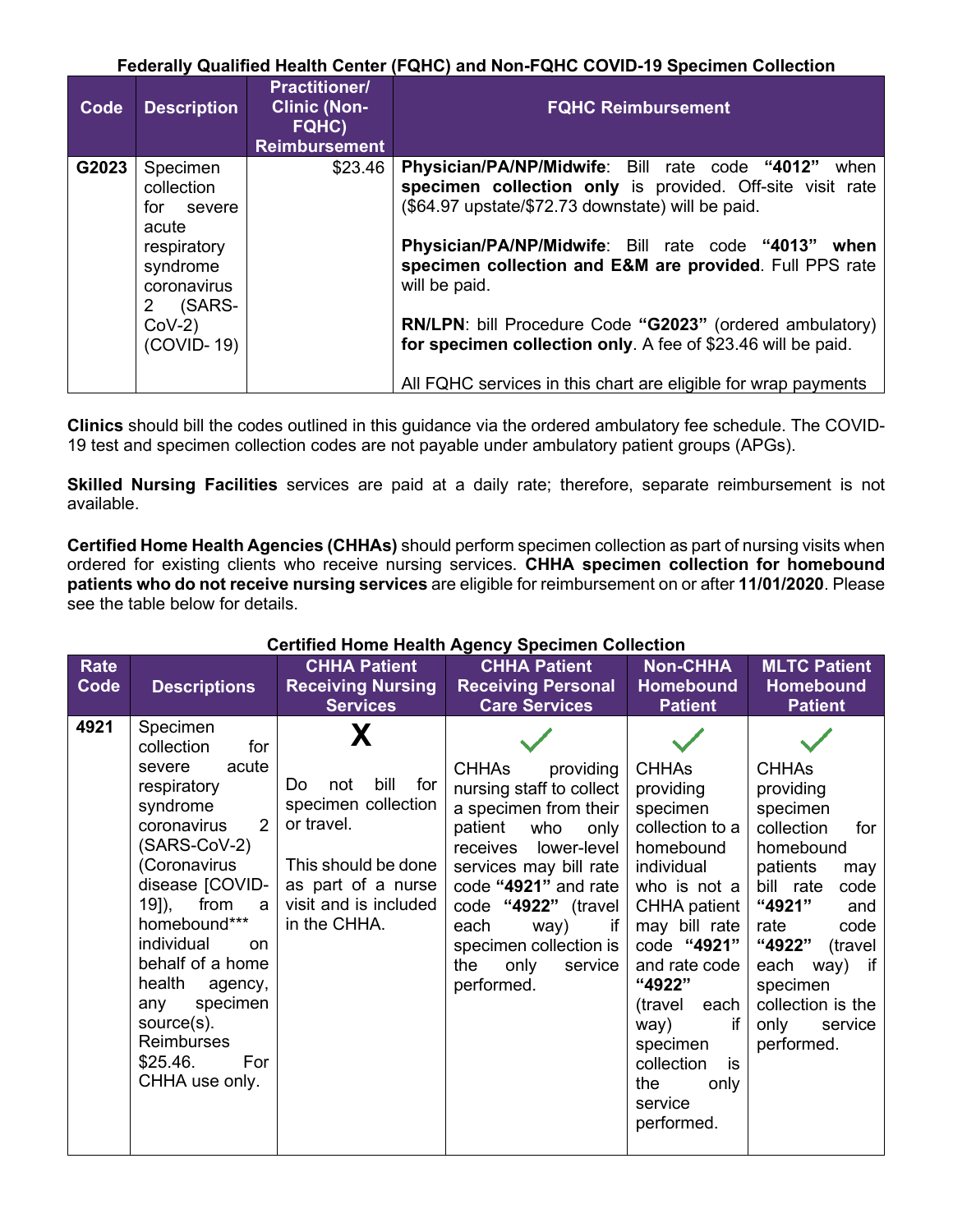**Federally Qualified Health Center (FQHC) and Non-FQHC COVID-19 Specimen Collection**

| Code | Description | Practitioner/ Clinic (Non-FQHC) Reimbursement | FQHC Reimbursement |
|---|---|---|---|
| G2023 | Specimen collection for severe acute respiratory syndrome coronavirus 2 (SARS-CoV-2) (COVID- 19) | $23.46 | **Physician/PA/NP/Midwife**: Bill rate code **"4012"** when **specimen collection only** is provided. Off-site visit rate ($64.97 upstate/$72.73 downstate) will be paid.<br><br>**Physician/PA/NP/Midwife**: Bill rate code **"4013" when specimen collection and E&M are provided**. Full PPS rate will be paid.<br><br>**RN/LPN**: bill Procedure Code **"G2023"** (ordered ambulatory) **for specimen collection only**. A fee of $23.46 will be paid.<br><br>All FQHC services in this chart are eligible for wrap payments |

**Clinics** should bill the codes outlined in this guidance via the ordered ambulatory fee schedule. The COVID-19 test and specimen collection codes are not payable under ambulatory patient groups (APGs).

**Skilled Nursing Facilities** services are paid at a daily rate; therefore, separate reimbursement is not available.

**Certified Home Health Agencies (CHHAs)** should perform specimen collection as part of nursing visits when ordered for existing clients who receive nursing services. **CHHA specimen collection for homebound patients who do not receive nursing services** are eligible for reimbursement on or after **11/01/2020**. Please see the table below for details.

**Certified Home Health Agency Specimen Collection**

| Rate Code | Descriptions | CHHA Patient Receiving Nursing Services | CHHA Patient Receiving Personal Care Services | Non-CHHA Homebound Patient | MLTC Patient Homebound Patient |
|---|---|---|---|---|---|
| 4921 | Specimen collection for severe acute respiratory syndrome coronavirus 2 (SARS-CoV-2) (Coronavirus disease [COVID-19]), from a homebound*** individual on behalf of a home health agency, any specimen source(s). Reimburses $25.46. For CHHA use only. | X<br><br>Do not bill for specimen collection or travel.<br><br>This should be done as part of a nurse visit and is included in the CHHA. | ✓<br><br>CHHAs providing nursing staff to collect a specimen from their patient who only receives lower-level services may bill rate code **"4921"** and rate code **"4922"** (travel each way) if specimen collection is the only service performed. | ✓<br><br>CHHAs providing specimen collection to a homebound individual who is not a CHHA patient may bill rate code **"4921"** and rate code **"4922"** (travel each way) if specimen collection is the only service performed. | ✓<br><br>CHHAs providing specimen collection for homebound patients may bill rate code **"4921"** and rate code **"4922"** (travel each way) if specimen collection is the only service performed. |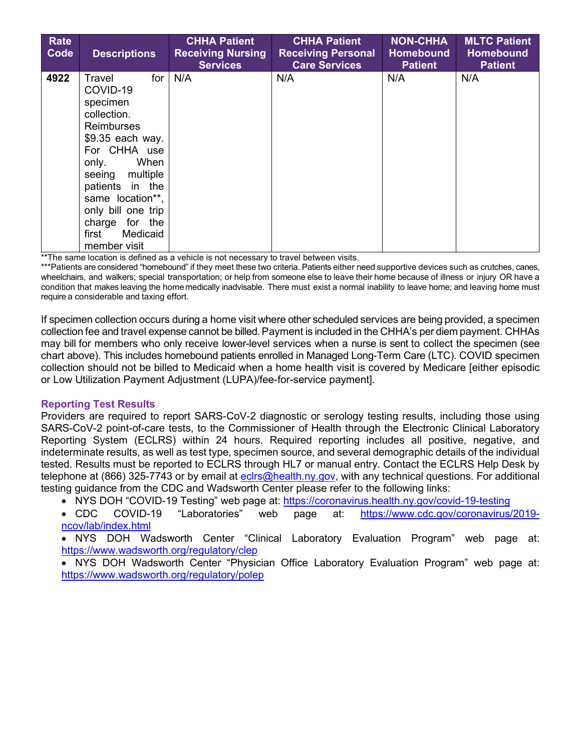| Rate Code | Descriptions | CHHA Patient Receiving Nursing Services | CHHA Patient Receiving Personal Care Services | NON-CHHA Homebound Patient | MLTC Patient Homebound Patient |
|---|---|---|---|---|---|
| **4922** | Travel for COVID-19 specimen collection. Reimburses $9.35 each way. For CHHA use only. When seeing multiple patients in the same location**, only bill one trip charge for the first Medicaid member visit | N/A | N/A | N/A | N/A |

**The same location is defined as a vehicle is not necessary to travel between visits.

***Patients are considered "homebound" if they meet these two criteria. Patients either need supportive devices such as crutches, canes, wheelchairs, and walkers; special transportation; or help from someone else to leave their home because of illness or injury OR have a condition that makes leaving the home medically inadvisable. There must exist a normal inability to leave home; and leaving home must require a considerable and taxing effort.

If specimen collection occurs during a home visit where other scheduled services are being provided, a specimen collection fee and travel expense cannot be billed. Payment is included in the CHHA's per diem payment. CHHAs may bill for members who only receive lower-level services when a nurse is sent to collect the specimen (see chart above). This includes homebound patients enrolled in Managed Long-Term Care (LTC). COVID specimen collection should not be billed to Medicaid when a home health visit is covered by Medicare [either episodic or Low Utilization Payment Adjustment (LUPA)/fee-for-service payment].

### Reporting Test Results

Providers are required to report SARS-CoV-2 diagnostic or serology testing results, including those using SARS-CoV-2 point-of-care tests, to the Commissioner of Health through the Electronic Clinical Laboratory Reporting System (ECLRS) within 24 hours. Required reporting includes all positive, negative, and indeterminate results, as well as test type, specimen source, and several demographic details of the individual tested. Results must be reported to ECLRS through HL7 or manual entry. Contact the ECLRS Help Desk by telephone at (866) 325-7743 or by email at eclrs@health.ny.gov, with any technical questions. For additional testing guidance from the CDC and Wadsworth Center please refer to the following links:

- NYS DOH "COVID-19 Testing" web page at: https://coronavirus.health.ny.gov/covid-19-testing
- CDC COVID-19 "Laboratories" web page at: https://www.cdc.gov/coronavirus/2019-ncov/lab/index.html
- NYS DOH Wadsworth Center "Clinical Laboratory Evaluation Program" web page at: https://www.wadsworth.org/regulatory/clep
- NYS DOH Wadsworth Center "Physician Office Laboratory Evaluation Program" web page at: https://www.wadsworth.org/regulatory/polep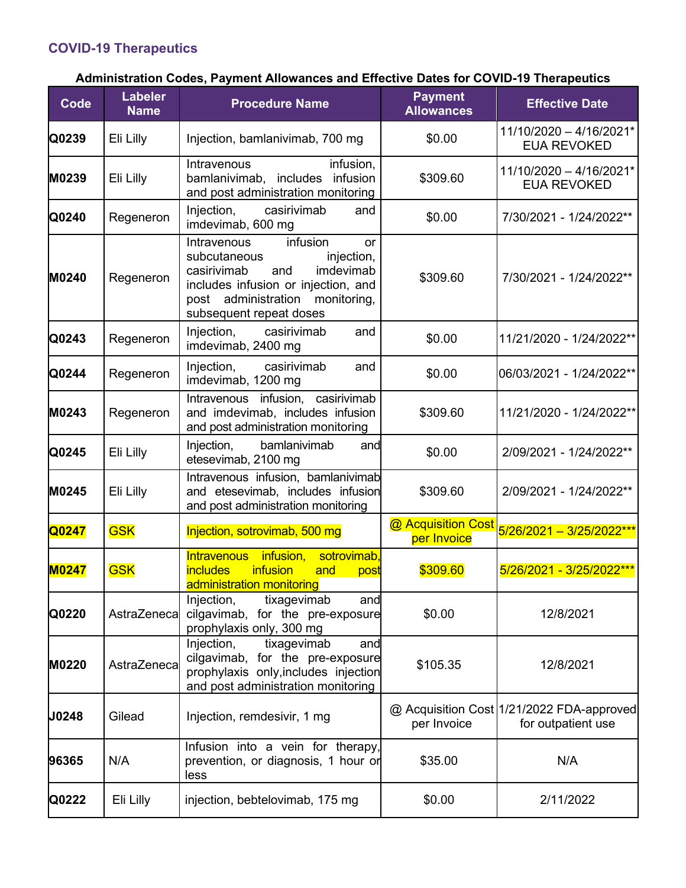## COVID-19 Therapeutics

**Administration Codes, Payment Allowances and Effective Dates for COVID-19 Therapeutics**

| Code | Labeler Name | Procedure Name | Payment Allowances | Effective Date |
|---|---|---|---|---|
| **Q0239** | Eli Lilly | Injection, bamlanivimab, 700 mg | $0.00 | 11/10/2020 – 4/16/2021* EUA REVOKED |
| **M0239** | Eli Lilly | Intravenous infusion, bamlanivimab, includes infusion and post administration monitoring | $309.60 | 11/10/2020 – 4/16/2021* EUA REVOKED |
| **Q0240** | Regeneron | Injection, casirivimab and imdevimab, 600 mg | $0.00 | 7/30/2021 - 1/24/2022** |
| **M0240** | Regeneron | Intravenous infusion or subcutaneous injection, casirivimab and imdevimab includes infusion or injection, and post administration monitoring, subsequent repeat doses | $309.60 | 7/30/2021 - 1/24/2022** |
| **Q0243** | Regeneron | Injection, casirivimab and imdevimab, 2400 mg | $0.00 | 11/21/2020 - 1/24/2022** |
| **Q0244** | Regeneron | Injection, casirivimab and imdevimab, 1200 mg | $0.00 | 06/03/2021 - 1/24/2022** |
| **M0243** | Regeneron | Intravenous infusion, casirivimab and imdevimab, includes infusion and post administration monitoring | $309.60 | 11/21/2020 - 1/24/2022** |
| **Q0245** | Eli Lilly | Injection, bamlanivimab and etesevimab, 2100 mg | $0.00 | 2/09/2021 - 1/24/2022** |
| **M0245** | Eli Lilly | Intravenous infusion, bamlanivimab and etesevimab, includes infusion and post administration monitoring | $309.60 | 2/09/2021 - 1/24/2022** |
| **Q0247** | GSK | Injection, sotrovimab, 500 mg | @ Acquisition Cost per Invoice | 5/26/2021 – 3/25/2022*** |
| **M0247** | GSK | Intravenous infusion, sotrovimab, includes infusion and post administration monitoring | $309.60 | 5/26/2021 - 3/25/2022*** |
| **Q0220** | AstraZeneca | Injection, tixagevimab and cilgavimab, for the pre-exposure prophylaxis only, 300 mg | $0.00 | 12/8/2021 |
| **M0220** | AstraZeneca | Injection, tixagevimab and cilgavimab, for the pre-exposure prophylaxis only,includes injection and post administration monitoring | $105.35 | 12/8/2021 |
| **J0248** | Gilead | Injection, remdesivir, 1 mg | @ Acquisition Cost per Invoice | 1/21/2022 FDA-approved for outpatient use |
| **96365** | N/A | Infusion into a vein for therapy, prevention, or diagnosis, 1 hour or less | $35.00 | N/A |
| **Q0222** | Eli Lilly | injection, bebtelovimab, 175 mg | $0.00 | 2/11/2022 |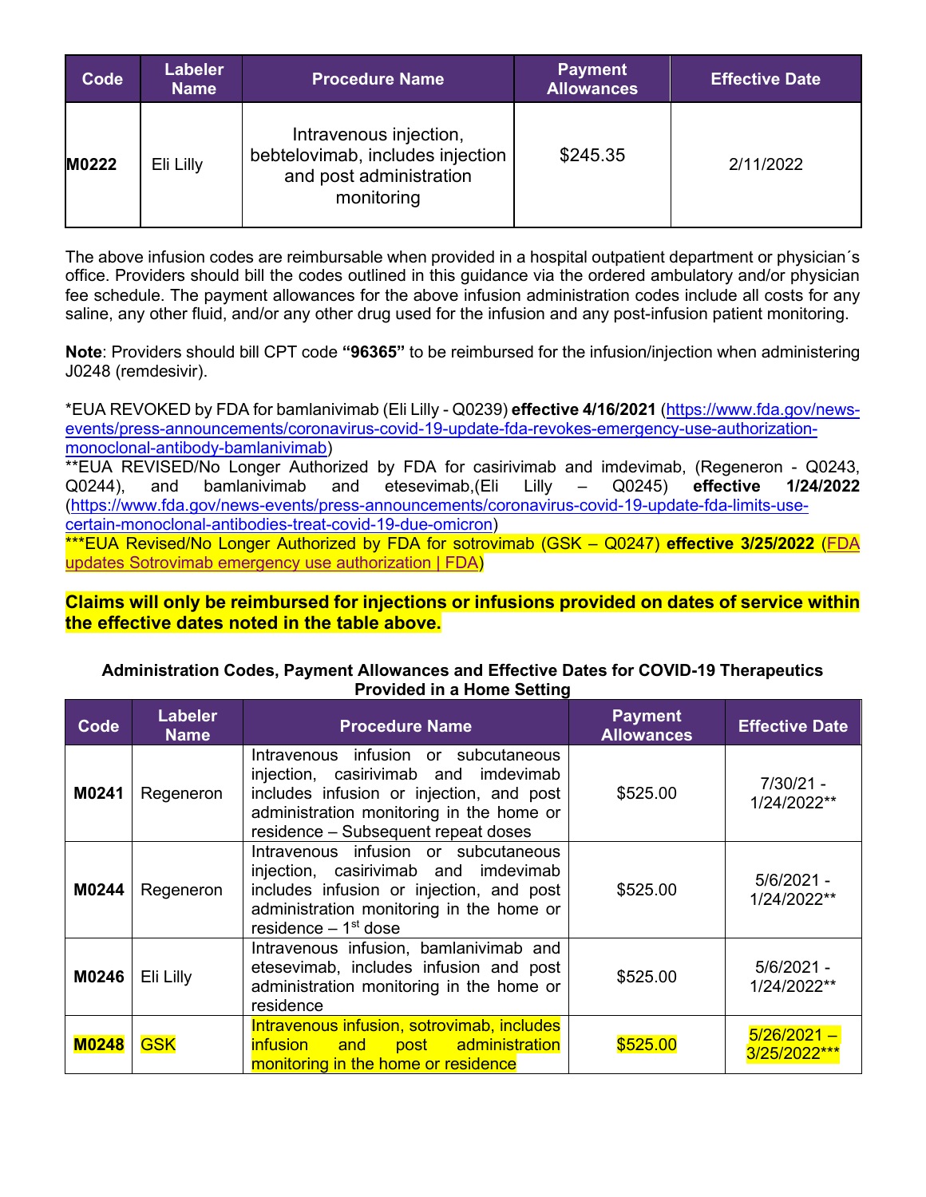| Code | Labeler Name | Procedure Name | Payment Allowances | Effective Date |
|---|---|---|---|---|
| **M0222** | Eli Lilly | Intravenous injection, bebtelovimab, includes injection and post administration monitoring | $245.35 | 2/11/2022 |

The above infusion codes are reimbursable when provided in a hospital outpatient department or physician´s office. Providers should bill the codes outlined in this guidance via the ordered ambulatory and/or physician fee schedule. The payment allowances for the above infusion administration codes include all costs for any saline, any other fluid, and/or any other drug used for the infusion and any post-infusion patient monitoring.

**Note**: Providers should bill CPT code **"96365"** to be reimbursed for the infusion/injection when administering J0248 (remdesivir).

*EUA REVOKED by FDA for bamlanivimab (Eli Lilly - Q0239) **effective 4/16/2021** (https://www.fda.gov/news-events/press-announcements/coronavirus-covid-19-update-fda-revokes-emergency-use-authorization-monoclonal-antibody-bamlanivimab)
**EUA REVISED/No Longer Authorized by FDA for casirivimab and imdevimab, (Regeneron - Q0243, Q0244), and bamlanivimab and etesevimab,(Eli Lilly – Q0245) **effective 1/24/2022** (https://www.fda.gov/news-events/press-announcements/coronavirus-covid-19-update-fda-limits-use-certain-monoclonal-antibodies-treat-covid-19-due-omicron)
***EUA Revised/No Longer Authorized by FDA for sotrovimab (GSK – Q0247) **effective 3/25/2022** (FDA updates Sotrovimab emergency use authorization | FDA)

**Claims will only be reimbursed for injections or infusions provided on dates of service within the effective dates noted in the table above.**

**Administration Codes, Payment Allowances and Effective Dates for COVID-19 Therapeutics Provided in a Home Setting**

| Code | Labeler Name | Procedure Name | Payment Allowances | Effective Date |
|---|---|---|---|---|
| **M0241** | Regeneron | Intravenous infusion or subcutaneous injection, casirivimab and imdevimab includes infusion or injection, and post administration monitoring in the home or residence – Subsequent repeat doses | $525.00 | 7/30/21 - 1/24/2022** |
| **M0244** | Regeneron | Intravenous infusion or subcutaneous injection, casirivimab and imdevimab includes infusion or injection, and post administration monitoring in the home or residence – 1st dose | $525.00 | 5/6/2021 - 1/24/2022** |
| **M0246** | Eli Lilly | Intravenous infusion, bamlanivimab and etesevimab, includes infusion and post administration monitoring in the home or residence | $525.00 | 5/6/2021 - 1/24/2022** |
| **M0248** | GSK | Intravenous infusion, sotrovimab, includes infusion and post administration monitoring in the home or residence | $525.00 | 5/26/2021 – 3/25/2022*** |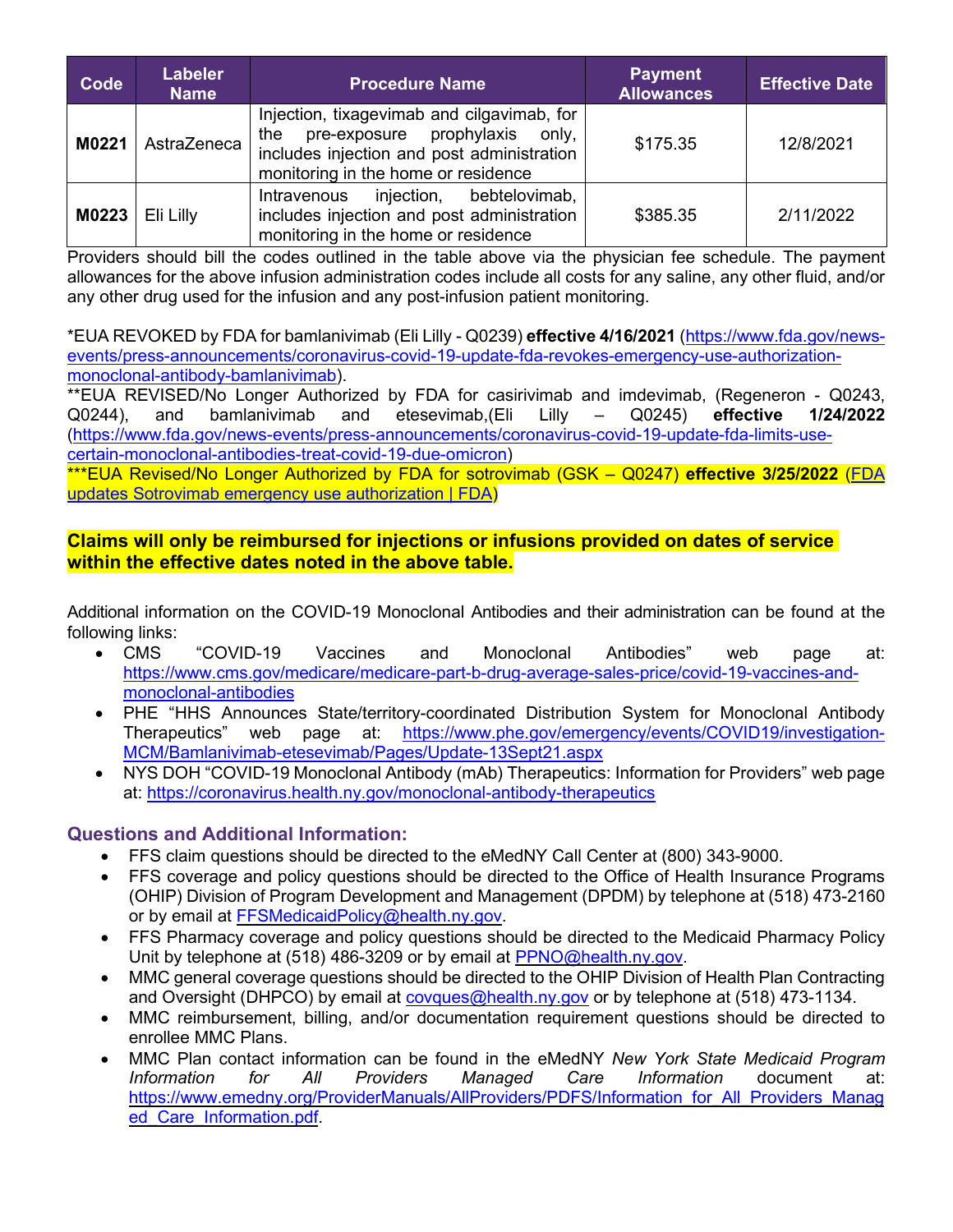| Code | Labeler Name | Procedure Name | Payment Allowances | Effective Date |
| --- | --- | --- | --- | --- |
| **M0221** | AstraZeneca | Injection, tixagevimab and cilgavimab, for the pre-exposure prophylaxis only, includes injection and post administration monitoring in the home or residence | $175.35 | 12/8/2021 |
| **M0223** | Eli Lilly | Intravenous injection, bebtelovimab, includes injection and post administration monitoring in the home or residence | $385.35 | 2/11/2022 |

Providers should bill the codes outlined in the table above via the physician fee schedule. The payment allowances for the above infusion administration codes include all costs for any saline, any other fluid, and/or any other drug used for the infusion and any post-infusion patient monitoring.

*EUA REVOKED by FDA for bamlanivimab (Eli Lilly - Q0239) **effective 4/16/2021** (https://www.fda.gov/news-events/press-announcements/coronavirus-covid-19-update-fda-revokes-emergency-use-authorization-monoclonal-antibody-bamlanivimab).

**EUA REVISED/No Longer Authorized by FDA for casirivimab and imdevimab, (Regeneron - Q0243, Q0244), and bamlanivimab and etesevimab,(Eli Lilly – Q0245) **effective 1/24/2022** (https://www.fda.gov/news-events/press-announcements/coronavirus-covid-19-update-fda-limits-use-certain-monoclonal-antibodies-treat-covid-19-due-omicron)

***EUA Revised/No Longer Authorized by FDA for sotrovimab (GSK – Q0247) **effective 3/25/2022** (FDA updates Sotrovimab emergency use authorization | FDA)

**Claims will only be reimbursed for injections or infusions provided on dates of service within the effective dates noted in the above table.**

Additional information on the COVID-19 Monoclonal Antibodies and their administration can be found at the following links:

- CMS "COVID-19 Vaccines and Monoclonal Antibodies" web page at: https://www.cms.gov/medicare/medicare-part-b-drug-average-sales-price/covid-19-vaccines-and-monoclonal-antibodies
- PHE "HHS Announces State/territory-coordinated Distribution System for Monoclonal Antibody Therapeutics" web page at: https://www.phe.gov/emergency/events/COVID19/investigation-MCM/Bamlanivimab-etesevimab/Pages/Update-13Sept21.aspx
- NYS DOH "COVID-19 Monoclonal Antibody (mAb) Therapeutics: Information for Providers" web page at: https://coronavirus.health.ny.gov/monoclonal-antibody-therapeutics

### Questions and Additional Information:

- FFS claim questions should be directed to the eMedNY Call Center at (800) 343-9000.
- FFS coverage and policy questions should be directed to the Office of Health Insurance Programs (OHIP) Division of Program Development and Management (DPDM) by telephone at (518) 473-2160 or by email at FFSMedicaidPolicy@health.ny.gov.
- FFS Pharmacy coverage and policy questions should be directed to the Medicaid Pharmacy Policy Unit by telephone at (518) 486-3209 or by email at PPNO@health.ny.gov.
- MMC general coverage questions should be directed to the OHIP Division of Health Plan Contracting and Oversight (DHPCO) by email at covques@health.ny.gov or by telephone at (518) 473-1134.
- MMC reimbursement, billing, and/or documentation requirement questions should be directed to enrollee MMC Plans.
- MMC Plan contact information can be found in the eMedNY *New York State Medicaid Program Information for All Providers Managed Care Information* document at: https://www.emedny.org/ProviderManuals/AllProviders/PDFS/Information_for_All_Providers_Managed_Care_Information.pdf.